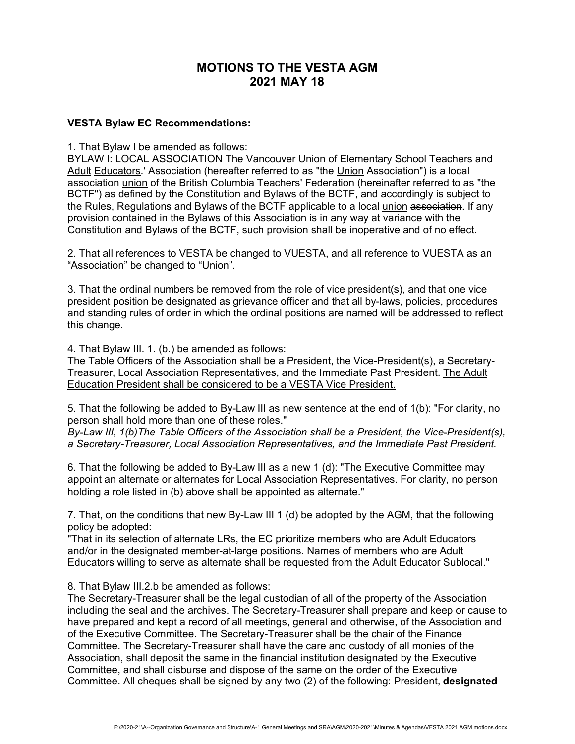# MOTIONS TO THE VESTA AGM
# 2021 MAY 18

**VESTA Bylaw EC Recommendations:**

1. That Bylaw I be amended as follows:
BYLAW I: LOCAL ASSOCIATION The Vancouver <u>Union of</u> Elementary School Teachers <u>and Adult</u> <u>Educators</u>.' ~~Association~~ (hereafter referred to as "the <u>Union</u> ~~Association~~") is a local ~~association~~ <u>union</u> of the British Columbia Teachers' Federation (hereinafter referred to as "the BCTF") as defined by the Constitution and Bylaws of the BCTF, and accordingly is subject to the Rules, Regulations and Bylaws of the BCTF applicable to a local <u>union</u> ~~association~~. If any provision contained in the Bylaws of this Association is in any way at variance with the Constitution and Bylaws of the BCTF, such provision shall be inoperative and of no effect.

2. That all references to VESTA be changed to VUESTA, and all reference to VUESTA as an "Association" be changed to "Union".

3. That the ordinal numbers be removed from the role of vice president(s), and that one vice president position be designated as grievance officer and that all by-laws, policies, procedures and standing rules of order in which the ordinal positions are named will be addressed to reflect this change.

4. That Bylaw III. 1. (b.) be amended as follows:
The Table Officers of the Association shall be a President, the Vice-President(s), a Secretary-Treasurer, Local Association Representatives, and the Immediate Past President. <u>The Adult Education President shall be considered to be a VESTA Vice President.</u>

5. That the following be added to By-Law III as new sentence at the end of 1(b): "For clarity, no person shall hold more than one of these roles."
*By-Law III, 1(b)The Table Officers of the Association shall be a President, the Vice-President(s), a Secretary-Treasurer, Local Association Representatives, and the Immediate Past President.*

6. That the following be added to By-Law III as a new 1 (d): "The Executive Committee may appoint an alternate or alternates for Local Association Representatives. For clarity, no person holding a role listed in (b) above shall be appointed as alternate."

7. That, on the conditions that new By-Law III 1 (d) be adopted by the AGM, that the following policy be adopted:
"That in its selection of alternate LRs, the EC prioritize members who are Adult Educators and/or in the designated member-at-large positions. Names of members who are Adult Educators willing to serve as alternate shall be requested from the Adult Educator Sublocal."

8. That Bylaw III.2.b be amended as follows:
The Secretary-Treasurer shall be the legal custodian of all of the property of the Association including the seal and the archives. The Secretary-Treasurer shall prepare and keep or cause to have prepared and kept a record of all meetings, general and otherwise, of the Association and of the Executive Committee. The Secretary-Treasurer shall be the chair of the Finance Committee. The Secretary-Treasurer shall have the care and custody of all monies of the Association, shall deposit the same in the financial institution designated by the Executive Committee, and shall disburse and dispose of the same on the order of the Executive Committee. All cheques shall be signed by any two (2) of the following: President, **designated**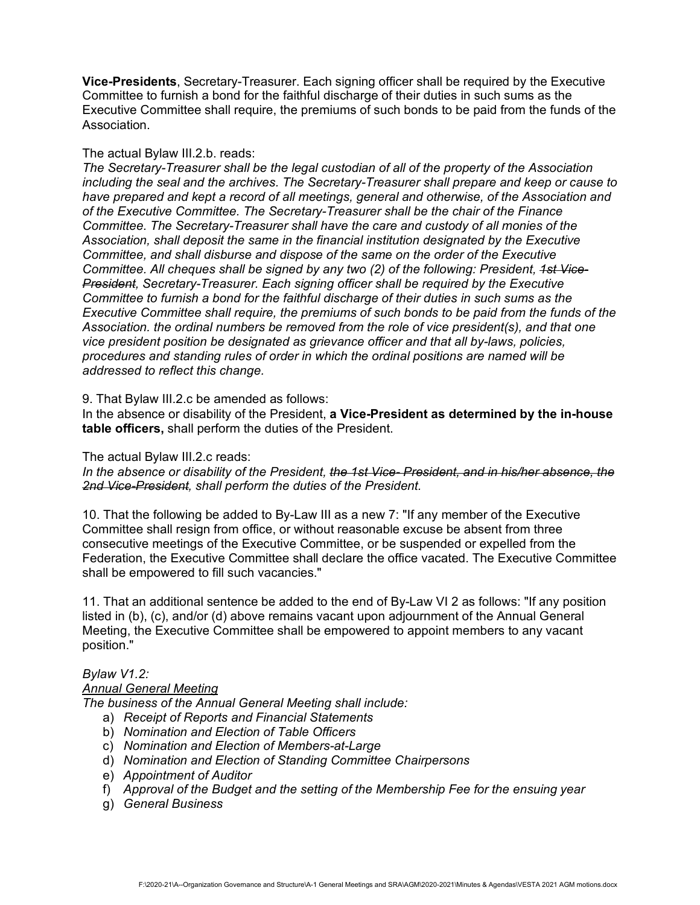**Vice-Presidents**, Secretary-Treasurer. Each signing officer shall be required by the Executive Committee to furnish a bond for the faithful discharge of their duties in such sums as the Executive Committee shall require, the premiums of such bonds to be paid from the funds of the Association.

The actual Bylaw III.2.b. reads:

*The Secretary-Treasurer shall be the legal custodian of all of the property of the Association including the seal and the archives. The Secretary-Treasurer shall prepare and keep or cause to have prepared and kept a record of all meetings, general and otherwise, of the Association and of the Executive Committee. The Secretary-Treasurer shall be the chair of the Finance Committee. The Secretary-Treasurer shall have the care and custody of all monies of the Association, shall deposit the same in the financial institution designated by the Executive Committee, and shall disburse and dispose of the same on the order of the Executive Committee. All cheques shall be signed by any two (2) of the following: President, ~~1st Vice-President~~, Secretary-Treasurer. Each signing officer shall be required by the Executive Committee to furnish a bond for the faithful discharge of their duties in such sums as the Executive Committee shall require, the premiums of such bonds to be paid from the funds of the Association. the ordinal numbers be removed from the role of vice president(s), and that one vice president position be designated as grievance officer and that all by-laws, policies, procedures and standing rules of order in which the ordinal positions are named will be addressed to reflect this change.*

9. That Bylaw III.2.c be amended as follows:
In the absence or disability of the President, **a Vice-President as determined by the in-house table officers,** shall perform the duties of the President.

The actual Bylaw III.2.c reads:

*In the absence or disability of the President, ~~the 1st Vice- President, and in his/her absence, the 2nd Vice-President~~, shall perform the duties of the President.*

10. That the following be added to By-Law III as a new 7: "If any member of the Executive Committee shall resign from office, or without reasonable excuse be absent from three consecutive meetings of the Executive Committee, or be suspended or expelled from the Federation, the Executive Committee shall declare the office vacated. The Executive Committee shall be empowered to fill such vacancies."

11. That an additional sentence be added to the end of By-Law VI 2 as follows: "If any position listed in (b), (c), and/or (d) above remains vacant upon adjournment of the Annual General Meeting, the Executive Committee shall be empowered to appoint members to any vacant position."

*Bylaw V1.2:*
*<u>Annual General Meeting</u>*
*The business of the Annual General Meeting shall include:*

a) *Receipt of Reports and Financial Statements*
b) *Nomination and Election of Table Officers*
c) *Nomination and Election of Members-at-Large*
d) *Nomination and Election of Standing Committee Chairpersons*
e) *Appointment of Auditor*
f) *Approval of the Budget and the setting of the Membership Fee for the ensuing year*
g) *General Business*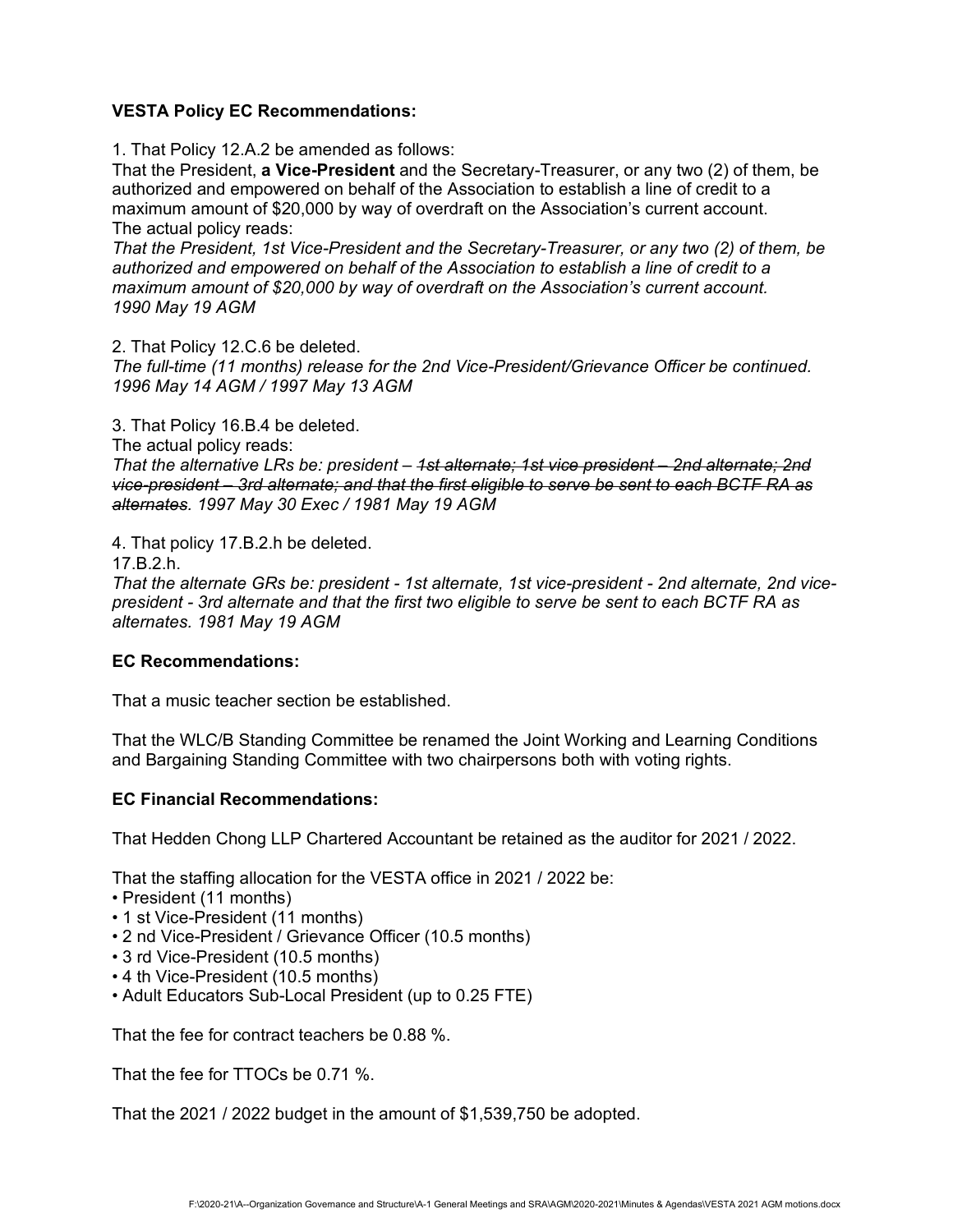**VESTA Policy EC Recommendations:**

1. That Policy 12.A.2 be amended as follows:
That the President, **a Vice-President** and the Secretary-Treasurer, or any two (2) of them, be authorized and empowered on behalf of the Association to establish a line of credit to a maximum amount of $20,000 by way of overdraft on the Association's current account.
The actual policy reads:
*That the President, 1st Vice-President and the Secretary-Treasurer, or any two (2) of them, be authorized and empowered on behalf of the Association to establish a line of credit to a maximum amount of $20,000 by way of overdraft on the Association's current account. 1990 May 19 AGM*

2. That Policy 12.C.6 be deleted.
*The full-time (11 months) release for the 2nd Vice-President/Grievance Officer be continued. 1996 May 14 AGM / 1997 May 13 AGM*

3. That Policy 16.B.4 be deleted.
The actual policy reads:
*That the alternative LRs be: president – ~~1st alternate; 1st vice president – 2nd alternate; 2nd vice-president – 3rd alternate; and that the first eligible to serve be sent to each BCTF RA as alternates~~. 1997 May 30 Exec / 1981 May 19 AGM*

4. That policy 17.B.2.h be deleted.
17.B.2.h.
*That the alternate GRs be: president - 1st alternate, 1st vice-president - 2nd alternate, 2nd vice-president - 3rd alternate and that the first two eligible to serve be sent to each BCTF RA as alternates. 1981 May 19 AGM*

**EC Recommendations:**

That a music teacher section be established.

That the WLC/B Standing Committee be renamed the Joint Working and Learning Conditions and Bargaining Standing Committee with two chairpersons both with voting rights.

**EC Financial Recommendations:**

That Hedden Chong LLP Chartered Accountant be retained as the auditor for 2021 / 2022.

That the staffing allocation for the VESTA office in 2021 / 2022 be:

- President (11 months)
- 1 st Vice-President (11 months)
- 2 nd Vice-President / Grievance Officer (10.5 months)
- 3 rd Vice-President (10.5 months)
- 4 th Vice-President (10.5 months)
- Adult Educators Sub-Local President (up to 0.25 FTE)

That the fee for contract teachers be 0.88 %.

That the fee for TTOCs be 0.71 %.

That the 2021 / 2022 budget in the amount of $1,539,750 be adopted.